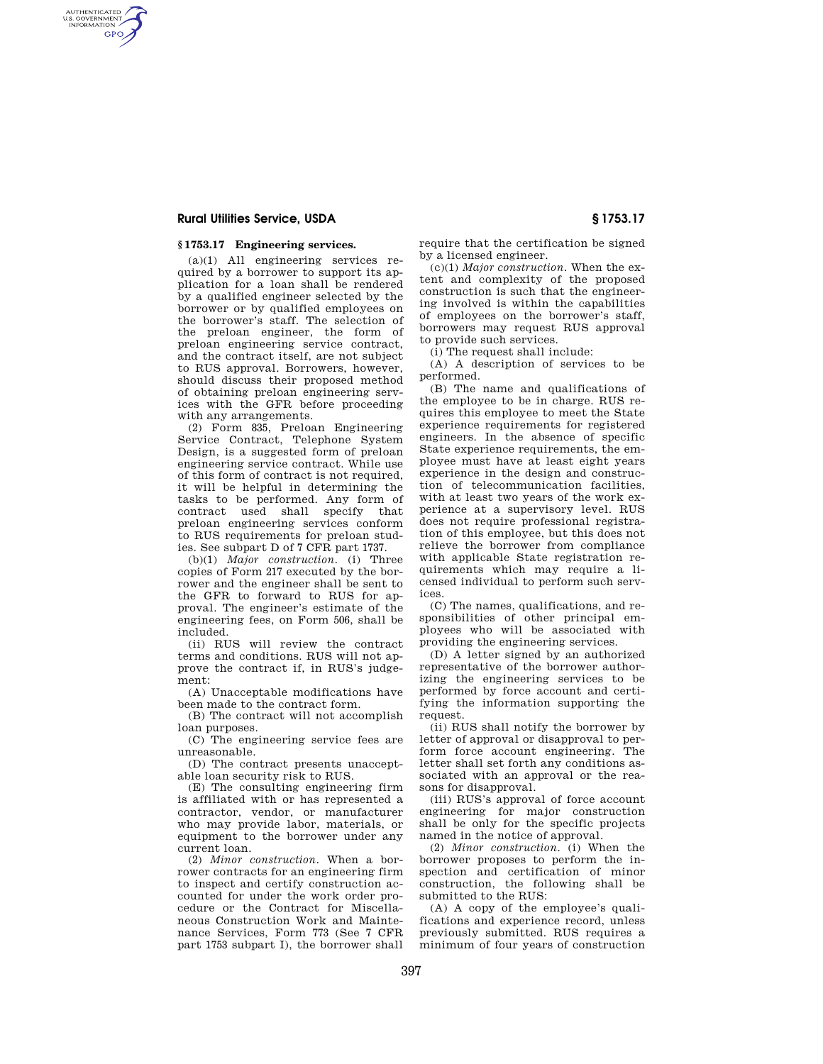## § 1753.17 Engineering services.

(a)(1) All engineering services required by a borrower to support its application for a loan shall be rendered by a qualified engineer selected by the borrower or by qualified employees on the borrower's staff. The selection of the preloan engineer, the form of preloan engineering service contract, and the contract itself, are not subject to RUS approval. Borrowers, however, should discuss their proposed method of obtaining preloan engineering services with the GFR before proceeding with any arrangements.

(2) Form 835, Preloan Engineering Service Contract, Telephone System Design, is a suggested form of preloan engineering service contract. While use of this form of contract is not required, it will be helpful in determining the tasks to be performed. Any form of contract used shall specify that preloan engineering services conform to RUS requirements for preloan studies. See subpart D of 7 CFR part 1737.

(b)(1) *Major construction.* (i) Three copies of Form 217 executed by the borrower and the engineer shall be sent to the GFR to forward to RUS for approval. The engineer's estimate of the engineering fees, on Form 506, shall be included.

(ii) RUS will review the contract terms and conditions. RUS will not approve the contract if, in RUS's judgement:

(A) Unacceptable modifications have been made to the contract form.

(B) The contract will not accomplish loan purposes.

(C) The engineering service fees are unreasonable.

(D) The contract presents unacceptable loan security risk to RUS.

(E) The consulting engineering firm is affiliated with or has represented a contractor, vendor, or manufacturer who may provide labor, materials, or equipment to the borrower under any current loan.

(2) *Minor construction.* When a borrower contracts for an engineering firm to inspect and certify construction accounted for under the work order procedure or the Contract for Miscellaneous Construction Work and Maintenance Services, Form 773 (See 7 CFR part 1753 subpart I), the borrower shall require that the certification be signed by a licensed engineer.

(c)(1) *Major construction.* When the extent and complexity of the proposed construction is such that the engineering involved is within the capabilities of employees on the borrower's staff, borrowers may request RUS approval to provide such services.

(i) The request shall include:

(A) A description of services to be performed.

(B) The name and qualifications of the employee to be in charge. RUS requires this employee to meet the State experience requirements for registered engineers. In the absence of specific State experience requirements, the employee must have at least eight years experience in the design and construction of telecommunication facilities, with at least two years of the work experience at a supervisory level. RUS does not require professional registration of this employee, but this does not relieve the borrower from compliance with applicable State registration requirements which may require a licensed individual to perform such services.

(C) The names, qualifications, and responsibilities of other principal employees who will be associated with providing the engineering services.

(D) A letter signed by an authorized representative of the borrower authorizing the engineering services to be performed by force account and certifying the information supporting the request.

(ii) RUS shall notify the borrower by letter of approval or disapproval to perform force account engineering. The letter shall set forth any conditions associated with an approval or the reasons for disapproval.

(iii) RUS's approval of force account engineering for major construction shall be only for the specific projects named in the notice of approval.

(2) *Minor construction.* (i) When the borrower proposes to perform the inspection and certification of minor construction, the following shall be submitted to the RUS:

(A) A copy of the employee's qualifications and experience record, unless previously submitted. RUS requires a minimum of four years of construction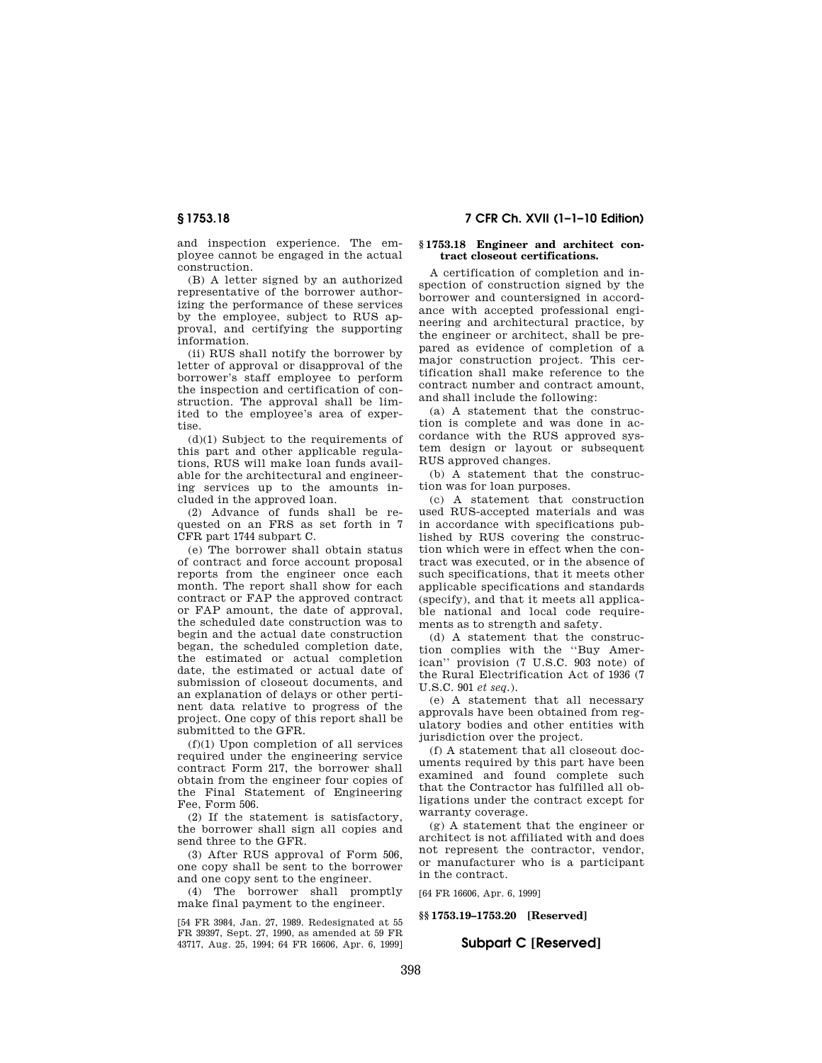and inspection experience. The employee cannot be engaged in the actual construction.

(B) A letter signed by an authorized representative of the borrower authorizing the performance of these services by the employee, subject to RUS approval, and certifying the supporting information.

(ii) RUS shall notify the borrower by letter of approval or disapproval of the borrower's staff employee to perform the inspection and certification of construction. The approval shall be limited to the employee's area of expertise.

(d)(1) Subject to the requirements of this part and other applicable regulations, RUS will make loan funds available for the architectural and engineering services up to the amounts included in the approved loan.

(2) Advance of funds shall be requested on an FRS as set forth in 7 CFR part 1744 subpart C.

(e) The borrower shall obtain status of contract and force account proposal reports from the engineer once each month. The report shall show for each contract or FAP the approved contract or FAP amount, the date of approval, the scheduled date construction was to begin and the actual date construction began, the scheduled completion date, the estimated or actual completion date, the estimated or actual date of submission of closeout documents, and an explanation of delays or other pertinent data relative to progress of the project. One copy of this report shall be submitted to the GFR.

(f)(1) Upon completion of all services required under the engineering service contract Form 217, the borrower shall obtain from the engineer four copies of the Final Statement of Engineering Fee, Form 506.

(2) If the statement is satisfactory, the borrower shall sign all copies and send three to the GFR.

(3) After RUS approval of Form 506, one copy shall be sent to the borrower and one copy sent to the engineer.

(4) The borrower shall promptly make final payment to the engineer.

[54 FR 3984, Jan. 27, 1989. Redesignated at 55 FR 39397, Sept. 27, 1990, as amended at 59 FR 43717, Aug. 25, 1994; 64 FR 16606, Apr. 6, 1999]

### § 1753.18 Engineer and architect contract closeout certifications.

A certification of completion and inspection of construction signed by the borrower and countersigned in accordance with accepted professional engineering and architectural practice, by the engineer or architect, shall be prepared as evidence of completion of a major construction project. This certification shall make reference to the contract number and contract amount, and shall include the following:

(a) A statement that the construction is complete and was done in accordance with the RUS approved system design or layout or subsequent RUS approved changes.

(b) A statement that the construction was for loan purposes.

(c) A statement that construction used RUS-accepted materials and was in accordance with specifications published by RUS covering the construction which were in effect when the contract was executed, or in the absence of such specifications, that it meets other applicable specifications and standards (specify), and that it meets all applicable national and local code requirements as to strength and safety.

(d) A statement that the construction complies with the "Buy American" provision (7 U.S.C. 903 note) of the Rural Electrification Act of 1936 (7 U.S.C. 901 *et seq.*).

(e) A statement that all necessary approvals have been obtained from regulatory bodies and other entities with jurisdiction over the project.

(f) A statement that all closeout documents required by this part have been examined and found complete such that the Contractor has fulfilled all obligations under the contract except for warranty coverage.

(g) A statement that the engineer or architect is not affiliated with and does not represent the contractor, vendor, or manufacturer who is a participant in the contract.

[64 FR 16606, Apr. 6, 1999]

### §§ 1753.19–1753.20 [Reserved]

## Subpart C [Reserved]